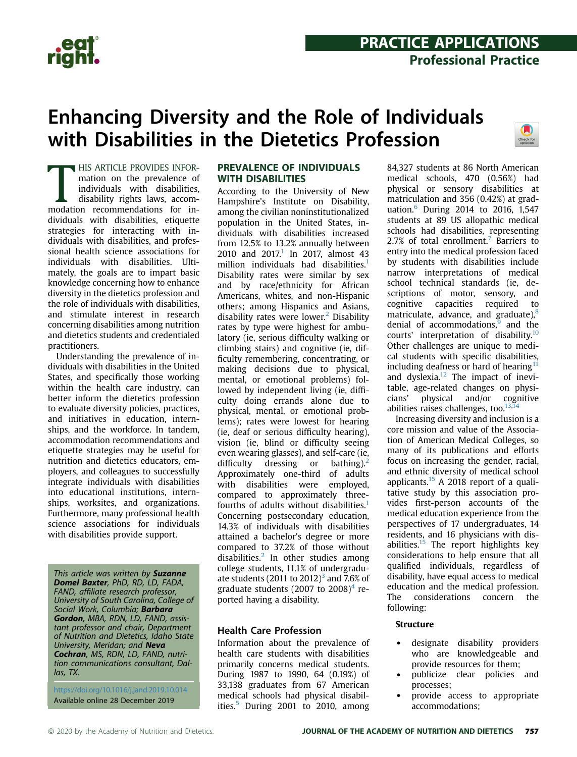# Enhancing Diversity and the Role of Individuals with Disabilities in the Dietetics Profession

THIS ARTICLE PROVIDES INFORMATION on the prevalence of individuals with disabilities, disability rights laws, accommodation recommendations for individuals with disabilities, etiquette strategies for interacting with individuals with disabilities, and professional health science associations for individuals with disabilities. Ultimately, the goals are to impart basic knowledge concerning how to enhance diversity in the dietetics profession and the role of individuals with disabilities, and stimulate interest in research concerning disabilities among nutrition and dietetics students and credentialed practitioners.

Understanding the prevalence of individuals with disabilities in the United States, and specifically those working within the health care industry, can better inform the dietetics profession to evaluate diversity policies, practices, and initiatives in education, internships, and the workforce. In tandem, accommodation recommendations and etiquette strategies may be useful for nutrition and dietetics educators, employers, and colleagues to successfully integrate individuals with disabilities into educational institutions, internships, worksites, and organizations. Furthermore, many professional health science associations for individuals with disabilities provide support.

*This article was written by **Suzanne Domel Baxter**, PhD, RD, LD, FADA, FAND, affiliate research professor, University of South Carolina, College of Social Work, Columbia; **Barbara Gordon**, MBA, RDN, LD, FAND, assistant professor and chair, Department of Nutrition and Dietetics, Idaho State University, Meridan; and **Neva Cochran**, MS, RDN, LD, FAND, nutrition communications consultant, Dallas, TX.*

https://doi.org/10.1016/j.jand.2019.10.014
Available online 28 December 2019

## PREVALENCE OF INDIVIDUALS WITH DISABILITIES

According to the University of New Hampshire's Institute on Disability, among the civilian noninstitutionalized population in the United States, individuals with disabilities increased from 12.5% to 13.2% annually between 2010 and 2017.[1] In 2017, almost 43 million individuals had disabilities.[1] Disability rates were similar by sex and by race/ethnicity for African Americans, whites, and non-Hispanic others; among Hispanics and Asians, disability rates were lower.[2] Disability rates by type were highest for ambulatory (ie, serious difficulty walking or climbing stairs) and cognitive (ie, difficulty remembering, concentrating, or making decisions due to physical, mental, or emotional problems) followed by independent living (ie, difficulty doing errands alone due to physical, mental, or emotional problems); rates were lowest for hearing (ie, deaf or serious difficulty hearing), vision (ie, blind or difficulty seeing even wearing glasses), and self-care (ie, difficulty dressing or bathing).[2] Approximately one-third of adults with disabilities were employed, compared to approximately three-fourths of adults without disabilities.[1] Concerning postsecondary education, 14.3% of individuals with disabilities attained a bachelor's degree or more compared to 37.2% of those without disabilities.[2] In other studies among college students, 11.1% of undergraduate students (2011 to 2012)[3] and 7.6% of graduate students (2007 to 2008)[4] reported having a disability.

### Health Care Profession

Information about the prevalence of health care students with disabilities primarily concerns medical students. During 1987 to 1990, 64 (0.19%) of 33,138 graduates from 67 American medical schools had physical disabilities.[5] During 2001 to 2010, among 84,327 students at 86 North American medical schools, 470 (0.56%) had physical or sensory disabilities at matriculation and 356 (0.42%) at graduation.[6] During 2014 to 2016, 1,547 students at 89 US allopathic medical schools had disabilities, representing 2.7% of total enrollment.[7] Barriers to entry into the medical profession faced by students with disabilities include narrow interpretations of medical school technical standards (ie, descriptions of motor, sensory, and cognitive capacities required to matriculate, advance, and graduate),[8] denial of accommodations,[9] and the courts' interpretation of disability.[10] Other challenges are unique to medical students with specific disabilities, including deafness or hard of hearing[11] and dyslexia.[12] The impact of inevitable, age-related changes on physicians' physical and/or cognitive abilities raises challenges, too.[13,14]

Increasing diversity and inclusion is a core mission and value of the Association of American Medical Colleges, so many of its publications and efforts focus on increasing the gender, racial, and ethnic diversity of medical school applicants.[15] A 2018 report of a qualitative study by this association provides first-person accounts of the medical education experience from the perspectives of 17 undergraduates, 14 residents, and 16 physicians with disabilities.[15] The report highlights key considerations to help ensure that all qualified individuals, regardless of disability, have equal access to medical education and the medical profession. The considerations concern the following:

**Structure**

- designate disability providers who are knowledgeable and provide resources for them;
- publicize clear policies and processes;
- provide access to appropriate accommodations;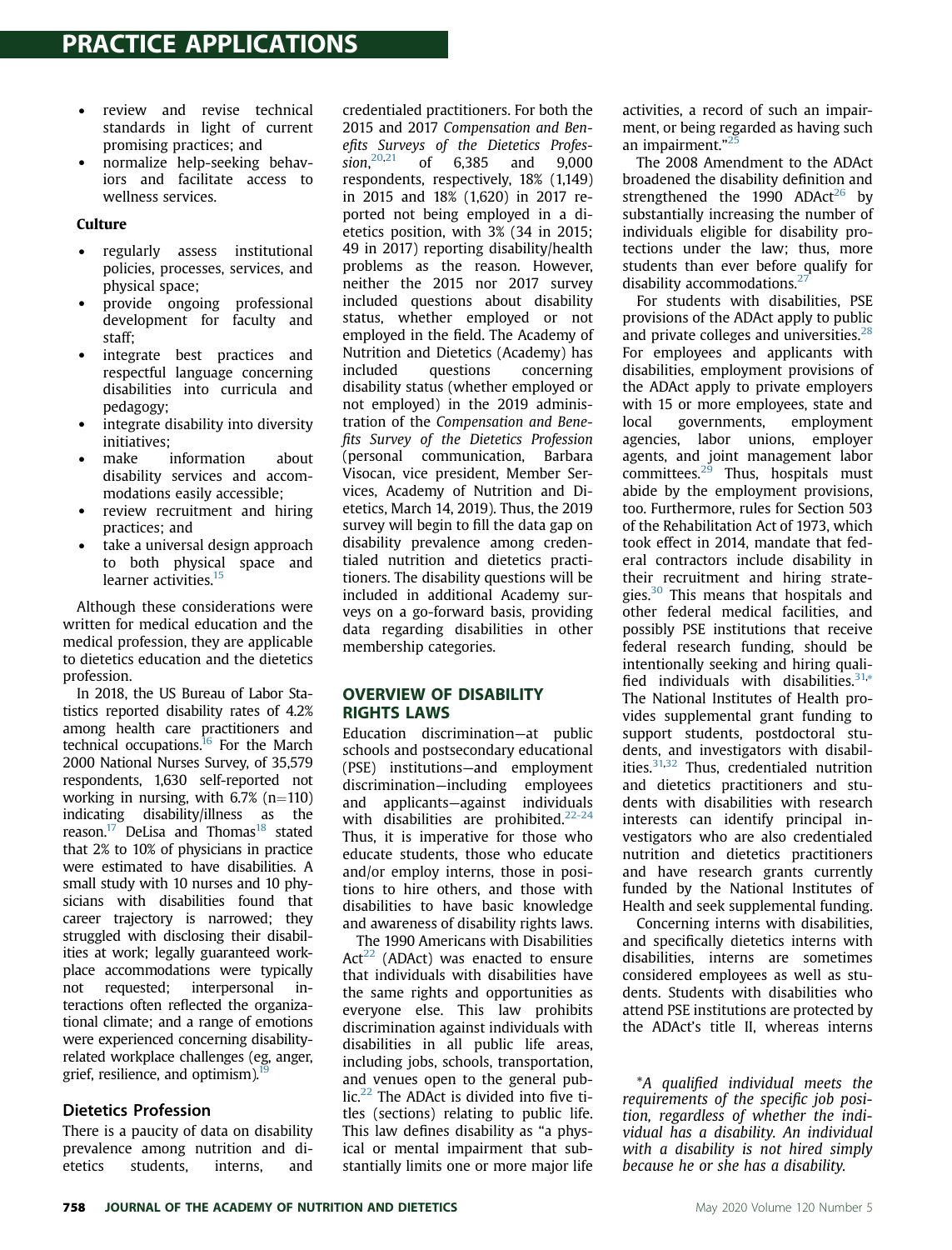- review and revise technical standards in light of current promising practices; and
- normalize help-seeking behaviors and facilitate access to wellness services.

**Culture**

- regularly assess institutional policies, processes, services, and physical space;
- provide ongoing professional development for faculty and staff;
- integrate best practices and respectful language concerning disabilities into curricula and pedagogy;
- integrate disability into diversity initiatives;
- make information about disability services and accommodations easily accessible;
- review recruitment and hiring practices; and
- take a universal design approach to both physical space and learner activities.[15]

Although these considerations were written for medical education and the medical profession, they are applicable to dietetics education and the dietetics profession.

In 2018, the US Bureau of Labor Statistics reported disability rates of 4.2% among health care practitioners and technical occupations.[16] For the March 2000 National Nurses Survey, of 35,579 respondents, 1,630 self-reported not working in nursing, with 6.7% (n=110) indicating disability/illness as the reason.[17] DeLisa and Thomas[18] stated that 2% to 10% of physicians in practice were estimated to have disabilities. A small study with 10 nurses and 10 physicians with disabilities found that career trajectory is narrowed; they struggled with disclosing their disabilities at work; legally guaranteed workplace accommodations were typically not requested; interpersonal interactions often reflected the organizational climate; and a range of emotions were experienced concerning disability-related workplace challenges (eg, anger, grief, resilience, and optimism).[19]

### Dietetics Profession

There is a paucity of data on disability prevalence among nutrition and dietetics students, interns, and credentialed practitioners. For both the 2015 and 2017 *Compensation and Benefits Surveys of the Dietetics Profession*,[20,21] of 6,385 and 9,000 respondents, respectively, 18% (1,149) in 2015 and 18% (1,620) in 2017 reported not being employed in a dietetics position, with 3% (34 in 2015; 49 in 2017) reporting disability/health problems as the reason. However, neither the 2015 nor 2017 survey included questions about disability status, whether employed or not employed in the field. The Academy of Nutrition and Dietetics (Academy) has included questions concerning disability status (whether employed or not employed) in the 2019 administration of the *Compensation and Benefits Survey of the Dietetics Profession* (personal communication, Barbara Visocan, vice president, Member Services, Academy of Nutrition and Dietetics, March 14, 2019). Thus, the 2019 survey will begin to fill the data gap on disability prevalence among credentialed nutrition and dietetics practitioners. The disability questions will be included in additional Academy surveys on a go-forward basis, providing data regarding disabilities in other membership categories.

## OVERVIEW OF DISABILITY RIGHTS LAWS

Education discrimination—at public schools and postsecondary educational (PSE) institutions—and employment discrimination—including employees and applicants—against individuals with disabilities are prohibited.[22-24] Thus, it is imperative for those who educate students, those who educate and/or employ interns, those in positions to hire others, and those with disabilities to have basic knowledge and awareness of disability rights laws.

The 1990 Americans with Disabilities Act[22] (ADAct) was enacted to ensure that individuals with disabilities have the same rights and opportunities as everyone else. This law prohibits discrimination against individuals with disabilities in all public life areas, including jobs, schools, transportation, and venues open to the general public.[22] The ADAct is divided into five titles (sections) relating to public life. This law defines disability as "a physical or mental impairment that substantially limits one or more major life activities, a record of such an impairment, or being regarded as having such an impairment."[25]

The 2008 Amendment to the ADAct broadened the disability definition and strengthened the 1990 ADAct[26] by substantially increasing the number of individuals eligible for disability protections under the law; thus, more students than ever before qualify for disability accommodations.[27]

For students with disabilities, PSE provisions of the ADAct apply to public and private colleges and universities.[28] For employees and applicants with disabilities, employment provisions of the ADAct apply to private employers with 15 or more employees, state and local governments, employment agencies, labor unions, employer agents, and joint management labor committees.[29] Thus, hospitals must abide by the employment provisions, too. Furthermore, rules for Section 503 of the Rehabilitation Act of 1973, which took effect in 2014, mandate that federal contractors include disability in their recruitment and hiring strategies.[30] This means that hospitals and other federal medical facilities, and possibly PSE institutions that receive federal research funding, should be intentionally seeking and hiring qualified individuals with disabilities.[31,*] The National Institutes of Health provides supplemental grant funding to support students, postdoctoral students, and investigators with disabilities.[31,32] Thus, credentialed nutrition and dietetics practitioners and students with disabilities with research interests can identify principal investigators who are also credentialed nutrition and dietetics practitioners and have research grants currently funded by the National Institutes of Health and seek supplemental funding.

Concerning interns with disabilities, and specifically dietetics interns with disabilities, interns are sometimes considered employees as well as students. Students with disabilities who attend PSE institutions are protected by the ADAct's title II, whereas interns

*\*A qualified individual meets the requirements of the specific job position, regardless of whether the individual has a disability. An individual with a disability is not hired simply because he or she has a disability.*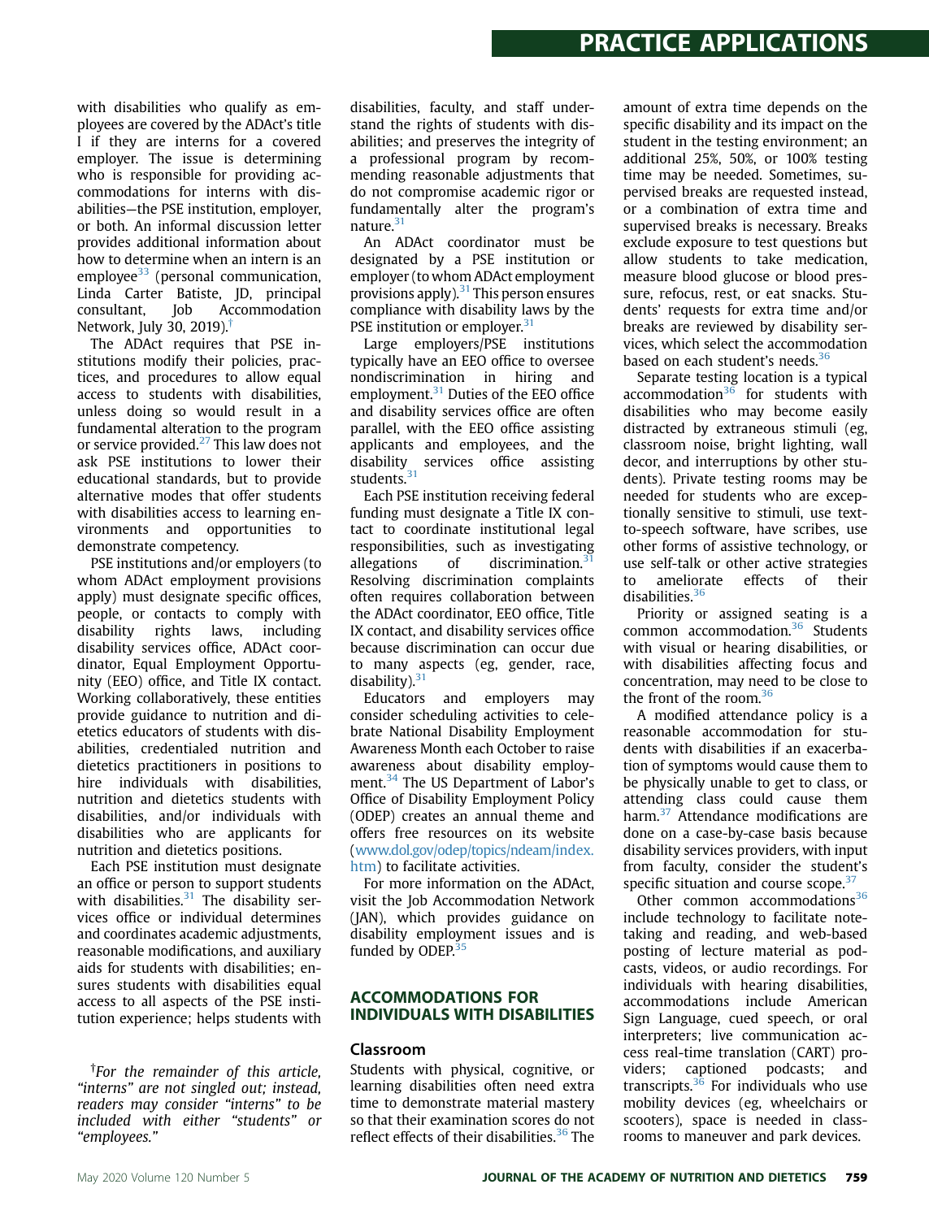with disabilities who qualify as employees are covered by the ADAct's title I if they are interns for a covered employer. The issue is determining who is responsible for providing accommodations for interns with disabilities—the PSE institution, employer, or both. An informal discussion letter provides additional information about how to determine when an intern is an employee[33] (personal communication, Linda Carter Batiste, JD, principal consultant, Job Accommodation Network, July 30, 2019).[†]

The ADAct requires that PSE institutions modify their policies, practices, and procedures to allow equal access to students with disabilities, unless doing so would result in a fundamental alteration to the program or service provided.[27] This law does not ask PSE institutions to lower their educational standards, but to provide alternative modes that offer students with disabilities access to learning environments and opportunities to demonstrate competency.

PSE institutions and/or employers (to whom ADAct employment provisions apply) must designate specific offices, people, or contacts to comply with disability rights laws, including disability services office, ADAct coordinator, Equal Employment Opportunity (EEO) office, and Title IX contact. Working collaboratively, these entities provide guidance to nutrition and dietetics educators of students with disabilities, credentialed nutrition and dietetics practitioners in positions to hire individuals with disabilities, nutrition and dietetics students with disabilities, and/or individuals with disabilities who are applicants for nutrition and dietetics positions.

Each PSE institution must designate an office or person to support students with disabilities.[31] The disability services office or individual determines and coordinates academic adjustments, reasonable modifications, and auxiliary aids for students with disabilities; ensures students with disabilities equal access to all aspects of the PSE institution experience; helps students with disabilities, faculty, and staff understand the rights of students with disabilities; and preserves the integrity of a professional program by recommending reasonable adjustments that do not compromise academic rigor or fundamentally alter the program's nature.[31]

An ADAct coordinator must be designated by a PSE institution or employer (to whom ADAct employment provisions apply).[31] This person ensures compliance with disability laws by the PSE institution or employer.[31]

Large employers/PSE institutions typically have an EEO office to oversee nondiscrimination in hiring and employment.[31] Duties of the EEO office and disability services office are often parallel, with the EEO office assisting applicants and employees, and the disability services office assisting students.[31]

Each PSE institution receiving federal funding must designate a Title IX contact to coordinate institutional legal responsibilities, such as investigating allegations of discrimination.[31] Resolving discrimination complaints often requires collaboration between the ADAct coordinator, EEO office, Title IX contact, and disability services office because discrimination can occur due to many aspects (eg, gender, race, disability).[31]

Educators and employers may consider scheduling activities to celebrate National Disability Employment Awareness Month each October to raise awareness about disability employment.[34] The US Department of Labor's Office of Disability Employment Policy (ODEP) creates an annual theme and offers free resources on its website (www.dol.gov/odep/topics/ndeam/index.htm) to facilitate activities.

For more information on the ADAct, visit the Job Accommodation Network (JAN), which provides guidance on disability employment issues and is funded by ODEP.[35]

## ACCOMMODATIONS FOR INDIVIDUALS WITH DISABILITIES

### Classroom

Students with physical, cognitive, or learning disabilities often need extra time to demonstrate material mastery so that their examination scores do not reflect effects of their disabilities.[36] The amount of extra time depends on the specific disability and its impact on the student in the testing environment; an additional 25%, 50%, or 100% testing time may be needed. Sometimes, supervised breaks are requested instead, or a combination of extra time and supervised breaks is necessary. Breaks exclude exposure to test questions but allow students to take medication, measure blood glucose or blood pressure, refocus, rest, or eat snacks. Students' requests for extra time and/or breaks are reviewed by disability services, which select the accommodation based on each student's needs.[36]

Separate testing location is a typical accommodation[36] for students with disabilities who may become easily distracted by extraneous stimuli (eg, classroom noise, bright lighting, wall decor, and interruptions by other students). Private testing rooms may be needed for students who are exceptionally sensitive to stimuli, use text-to-speech software, have scribes, use other forms of assistive technology, or use self-talk or other active strategies to ameliorate effects of their disabilities.[36]

Priority or assigned seating is a common accommodation.[36] Students with visual or hearing disabilities, or with disabilities affecting focus and concentration, may need to be close to the front of the room.[36]

A modified attendance policy is a reasonable accommodation for students with disabilities if an exacerbation of symptoms would cause them to be physically unable to get to class, or attending class could cause them harm.[37] Attendance modifications are done on a case-by-case basis because disability services providers, with input from faculty, consider the student's specific situation and course scope.[37]

Other common accommodations[36] include technology to facilitate note-taking and reading, and web-based posting of lecture material as podcasts, videos, or audio recordings. For individuals with hearing disabilities, accommodations include American Sign Language, cued speech, or oral interpreters; live communication access real-time translation (CART) providers; captioned podcasts; and transcripts.[36] For individuals who use mobility devices (eg, wheelchairs or scooters), space is needed in classrooms to maneuver and park devices.

---

[†]*For the remainder of this article, "interns" are not singled out; instead, readers may consider "interns" to be included with either "students" or "employees."*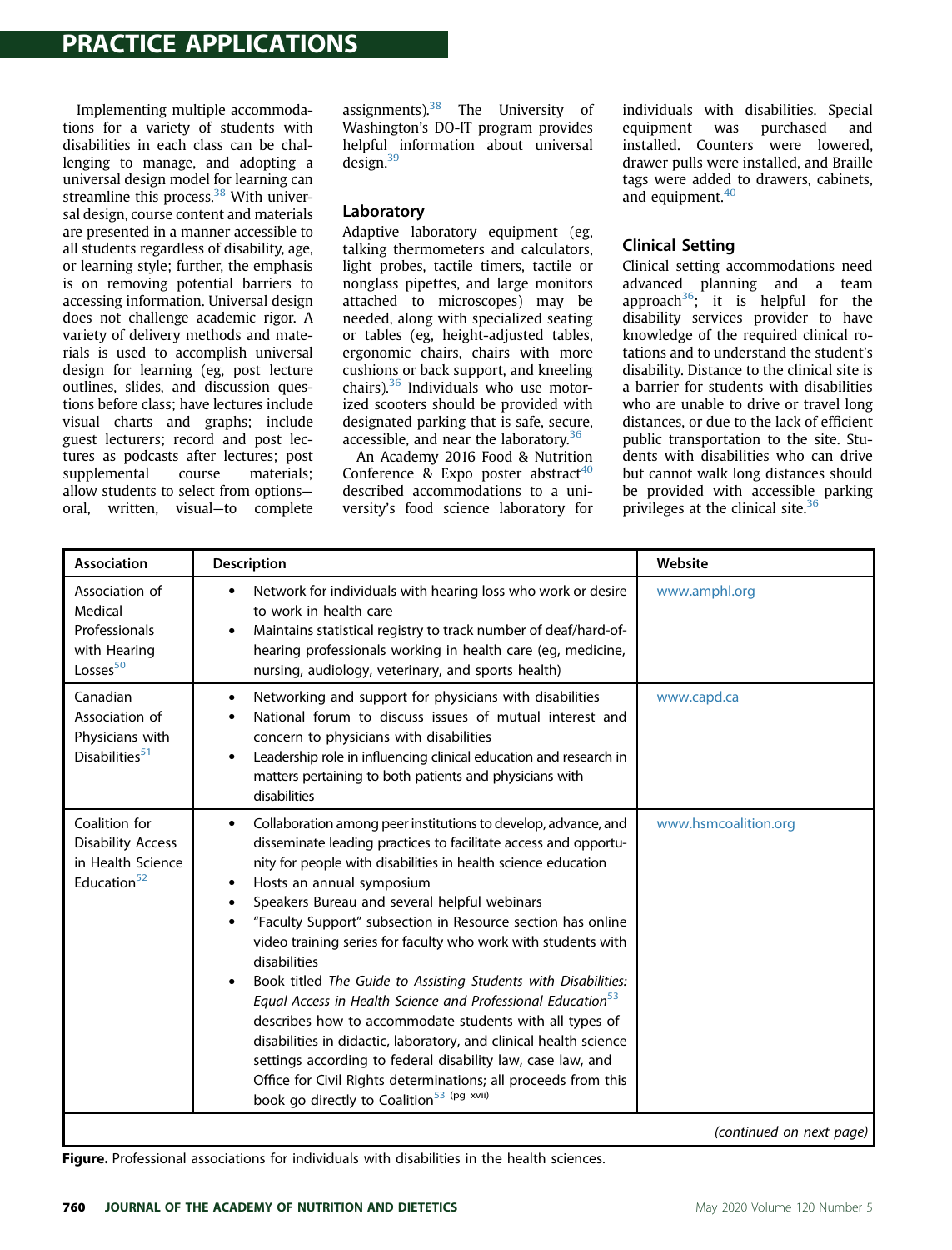Implementing multiple accommodations for a variety of students with disabilities in each class can be challenging to manage, and adopting a universal design model for learning can streamline this process.[38] With universal design, course content and materials are presented in a manner accessible to all students regardless of disability, age, or learning style; further, the emphasis is on removing potential barriers to accessing information. Universal design does not challenge academic rigor. A variety of delivery methods and materials is used to accomplish universal design for learning (eg, post lecture outlines, slides, and discussion questions before class; have lecture include visual charts and graphs; include guest lecturers; record and post lectures as podcasts after lectures; post supplemental course materials; allow students to select from options—oral, written, visual—to complete assignments).[38] The University of Washington's DO-IT program provides helpful information about universal design.[39]

## Laboratory

Adaptive laboratory equipment (eg, talking thermometers and calculators, light probes, tactile timers, tactile or nonglass pipettes, and large monitors attached to microscopes) may be needed, along with specialized seating or tables (eg, height-adjusted tables, ergonomic chairs, chairs with more cushions or back support, and kneeling chairs).[36] Individuals who use motorized scooters should be provided with designated parking that is safe, secure, accessible, and near the laboratory.[36]

An Academy 2016 Food & Nutrition Conference & Expo poster abstract[40] described accommodations to a university's food science laboratory for individuals with disabilities. Special equipment was purchased and installed. Counters were lowered, drawer pulls were installed, and Braille tags were added to drawers, cabinets, and equipment.[40]

## Clinical Setting

Clinical setting accommodations need advanced planning and a team approach[36]; it is helpful for the disability services provider to have knowledge of the required clinical rotations and to understand the student's disability. Distance to the clinical site is a barrier for students with disabilities who are unable to drive or travel long distances, or due to the lack of efficient public transportation to the site. Students with disabilities who can drive but cannot walk long distances should be provided with accessible parking privileges at the clinical site.[36]

| Association | Description | Website |
|---|---|---|
| Association of Medical Professionals with Hearing Losses[50] | • Network for individuals with hearing loss who work or desire to work in health care<br>• Maintains statistical registry to track number of deaf/hard-of-hearing professionals working in health care (eg, medicine, nursing, audiology, veterinary, and sports health) | www.amphl.org |
| Canadian Association of Physicians with Disabilities[51] | • Networking and support for physicians with disabilities<br>• National forum to discuss issues of mutual interest and concern to physicians with disabilities<br>• Leadership role in influencing clinical education and research in matters pertaining to both patients and physicians with disabilities | www.capd.ca |
| Coalition for Disability Access in Health Science Education[52] | • Collaboration among peer institutions to develop, advance, and disseminate leading practices to facilitate access and opportunity for people with disabilities in health science education<br>• Hosts an annual symposium<br>• Speakers Bureau and several helpful webinars<br>• "Faculty Support" subsection in Resource section has online video training series for faculty who work with students with disabilities<br>• Book titled *The Guide to Assisting Students with Disabilities: Equal Access in Health Science and Professional Education*[53] describes how to accommodate students with all types of disabilities in didactic, laboratory, and clinical health science settings according to federal disability law, case law, and Office for Civil Rights determinations; all proceeds from this book go directly to Coalition[53 (pg xvii)] | www.hsmcoalition.org |
| *(continued on next page)* | | |

**Figure.** Professional associations for individuals with disabilities in the health sciences.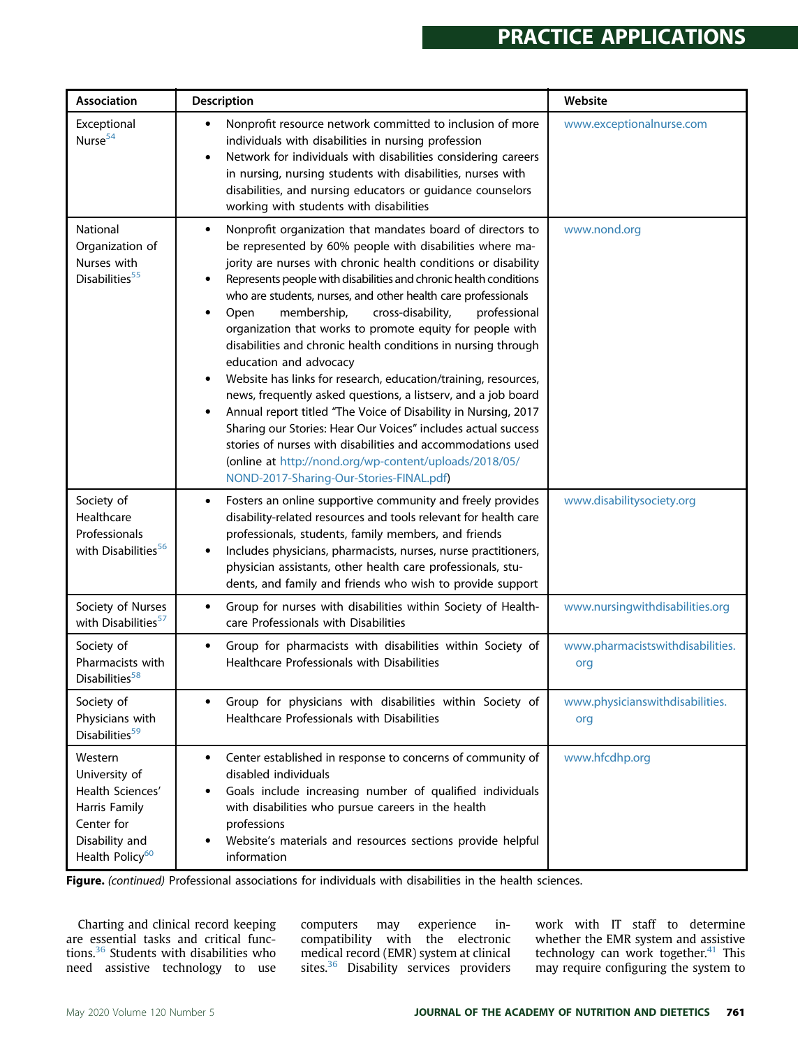| Association | Description | Website |
|---|---|---|
| Exceptional Nurse[54] | • Nonprofit resource network committed to inclusion of more individuals with disabilities in nursing profession<br>• Network for individuals with disabilities considering careers in nursing, nursing students with disabilities, nurses with disabilities, and nursing educators or guidance counselors working with students with disabilities | www.exceptionalnurse.com |
| National Organization of Nurses with Disabilities[55] | • Nonprofit organization that mandates board of directors to be represented by 60% people with disabilities where majority are nurses with chronic health conditions or disability<br>• Represents people with disabilities and chronic health conditions who are students, nurses, and other health care professionals<br>• Open membership, cross-disability, professional organization that works to promote equity for people with disabilities and chronic health conditions in nursing through education and advocacy<br>• Website has links for research, education/training, resources, news, frequently asked questions, a listserv, and a job board<br>• Annual report titled "The Voice of Disability in Nursing, 2017 Sharing our Stories: Hear Our Voices" includes actual success stories of nurses with disabilities and accommodations used (online at http://nond.org/wp-content/uploads/2018/05/NOND-2017-Sharing-Our-Stories-FINAL.pdf) | www.nond.org |
| Society of Healthcare Professionals with Disabilities[56] | • Fosters an online supportive community and freely provides disability-related resources and tools relevant for health care professionals, students, family members, and friends<br>• Includes physicians, pharmacists, nurses, nurse practitioners, physician assistants, other health care professionals, students, and family and friends who wish to provide support | www.disabilitysociety.org |
| Society of Nurses with Disabilities[57] | • Group for nurses with disabilities within Society of Healthcare Professionals with Disabilities | www.nursingwithdisabilities.org |
| Society of Pharmacists with Disabilities[58] | • Group for pharmacists with disabilities within Society of Healthcare Professionals with Disabilities | www.pharmacistswithdisabilities.org |
| Society of Physicians with Disabilities[59] | • Group for physicians with disabilities within Society of Healthcare Professionals with Disabilities | www.physicianswithdisabilities.org |
| Western University of Health Sciences' Harris Family Center for Disability and Health Policy[60] | • Center established in response to concerns of community of disabled individuals<br>• Goals include increasing number of qualified individuals with disabilities who pursue careers in the health professions<br>• Website's materials and resources sections provide helpful information | www.hfcdhp.org |

**Figure.** *(continued)* Professional associations for individuals with disabilities in the health sciences.

Charting and clinical record keeping are essential tasks and critical functions.[36] Students with disabilities who need assistive technology to use computers may experience incompatibility with the electronic medical record (EMR) system at clinical sites.[36] Disability services providers work with IT staff to determine whether the EMR system and assistive technology can work together.[41] This may require configuring the system to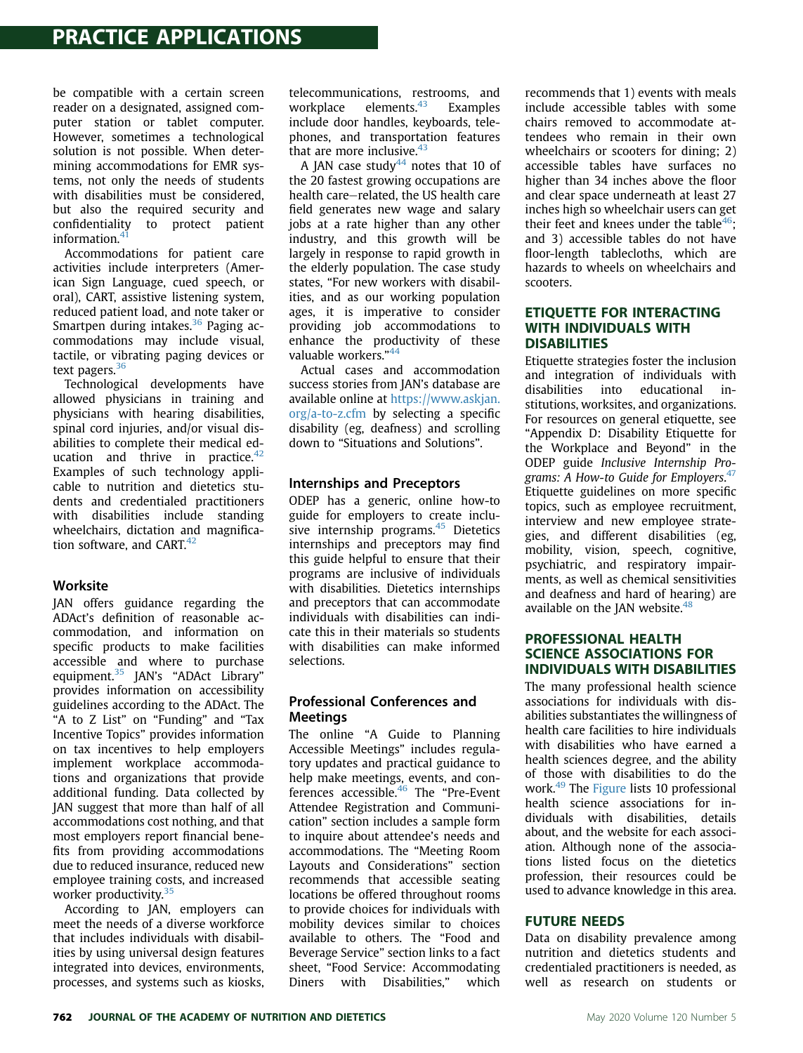be compatible with a certain screen reader on a designated, assigned computer station or tablet computer. However, sometimes a technological solution is not possible. When determining accommodations for EMR systems, not only the needs of students with disabilities must be considered, but also the required security and confidentiality to protect patient information.[41]

Accommodations for patient care activities include interpreters (American Sign Language, cued speech, or oral), CART, assistive listening system, reduced patient load, and note taker or Smartpen during intakes.[36] Paging accommodations may include visual, tactile, or vibrating paging devices or text pagers.[36]

Technological developments have allowed physicians in training and physicians with hearing disabilities, spinal cord injuries, and/or visual disabilities to complete their medical education and thrive in practice.[42] Examples of such technology applicable to nutrition and dietetics students and credentialed practitioners with disabilities include standing wheelchairs, dictation and magnification software, and CART.[42]

### Worksite

JAN offers guidance regarding the ADAct's definition of reasonable accommodation, and information on specific products to make facilities accessible and where to purchase equipment.[35] JAN's "ADAct Library" provides information on accessibility guidelines according to the ADAct. The "A to Z List" on "Funding" and "Tax Incentive Topics" provides information on tax incentives to help employers implement workplace accommodations and organizations that provide additional funding. Data collected by JAN suggest that more than half of all accommodations cost nothing, and that most employers report financial benefits from providing accommodations due to reduced insurance, reduced new employee training costs, and increased worker productivity.[35]

According to JAN, employers can meet the needs of a diverse workforce that includes individuals with disabilities by using universal design features integrated into devices, environments, processes, and systems such as kiosks, telecommunications, restrooms, and workplace elements.[43] Examples include door handles, keyboards, telephones, and transportation features that are more inclusive.[43]

A JAN case study[44] notes that 10 of the 20 fastest growing occupations are health care–related, the US health care field generates new wage and salary jobs at a rate higher than any other industry, and this growth will be largely in response to rapid growth in the elderly population. The case study states, "For new workers with disabilities, and as our working population ages, it is imperative to consider providing job accommodations to enhance the productivity of these valuable workers."[44]

Actual cases and accommodation success stories from JAN's database are available online at https://www.askjan.org/a-to-z.cfm by selecting a specific disability (eg, deafness) and scrolling down to "Situations and Solutions".

### Internships and Preceptors

ODEP has a generic, online how-to guide for employers to create inclusive internship programs.[45] Dietetics internships and preceptors may find this guide helpful to ensure that their programs are inclusive of individuals with disabilities. Dietetics internships and preceptors that can accommodate individuals with disabilities can indicate this in their materials so students with disabilities can make informed selections.

### Professional Conferences and Meetings

The online "A Guide to Planning Accessible Meetings" includes regulatory updates and practical guidance to help make meetings, events, and conferences accessible.[46] The "Pre-Event Attendee Registration and Communication" section includes a sample form to inquire about attendee's needs and accommodations. The "Meeting Room Layouts and Considerations" section recommends that accessible seating locations be offered throughout rooms to provide choices for individuals with mobility devices similar to choices available to others. The "Food and Beverage Service" section links to a fact sheet, "Food Service: Accommodating Diners with Disabilities," which recommends that 1) events with meals include accessible tables with some chairs removed to accommodate attendees who remain in their own wheelchairs or scooters for dining; 2) accessible tables have surfaces no higher than 34 inches above the floor and clear space underneath at least 27 inches high so wheelchair users can get their feet and knees under the table[46]; and 3) accessible tables do not have floor-length tablecloths, which are hazards to wheels on wheelchairs and scooters.

## ETIQUETTE FOR INTERACTING WITH INDIVIDUALS WITH DISABILITIES

Etiquette strategies foster the inclusion and integration of individuals with disabilities into educational institutions, worksites, and organizations. For resources on general etiquette, see "Appendix D: Disability Etiquette for the Workplace and Beyond" in the ODEP guide *Inclusive Internship Programs: A How-to Guide for Employers*.[47] Etiquette guidelines on more specific topics, such as employee recruitment, interview and new employee strategies, and different disabilities (eg, mobility, vision, speech, cognitive, psychiatric, and respiratory impairments, as well as chemical sensitivities and deafness and hard of hearing) are available on the JAN website.[48]

## PROFESSIONAL HEALTH SCIENCE ASSOCIATIONS FOR INDIVIDUALS WITH DISABILITIES

The many professional health science associations for individuals with disabilities substantiates the willingness of health care facilities to hire individuals with disabilities who have earned a health sciences degree, and the ability of those with disabilities to do the work.[49] The Figure lists 10 professional health science associations for individuals with disabilities, details about, and the website for each association. Although none of the associations listed focus on the dietetics profession, their resources could be used to advance knowledge in this area.

## FUTURE NEEDS

Data on disability prevalence among nutrition and dietetics students and credentialed practitioners is needed, as well as research on students or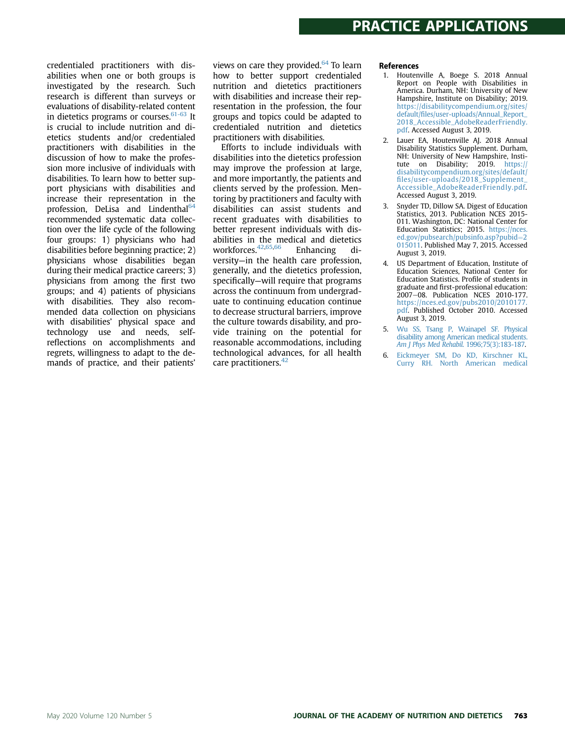credentialed practitioners with disabilities when one or both groups is investigated by the research. Such research is different than surveys or evaluations of disability-related content in dietetics programs or courses.[61-63] It is crucial to include nutrition and dietetics students and/or credentialed practitioners with disabilities in the discussion of how to make the profession more inclusive of individuals with disabilities. To learn how to better support physicians with disabilities and increase their representation in the profession, DeLisa and Lindenthal[64] recommended systematic data collection over the life cycle of the following four groups: 1) physicians who had disabilities before beginning practice; 2) physicians whose disabilities began during their medical practice careers; 3) physicians from among the first two groups; and 4) patients of physicians with disabilities. They also recommended data collection on physicians with disabilities' physical space and technology use and needs, self-reflections on accomplishments and regrets, willingness to adapt to the demands of practice, and their patients' views on care they provided.[64] To learn how to better support credentialed nutrition and dietetics practitioners with disabilities and increase their representation in the profession, the four groups and topics could be adapted to credentialed nutrition and dietetics practitioners with disabilities.

Efforts to include individuals with disabilities into the dietetics profession may improve the profession at large, and more importantly, the patients and clients served by the profession. Mentoring by practitioners and faculty with disabilities can assist students and recent graduates with disabilities to better represent individuals with disabilities in the medical and dietetics workforces.[42,65,66] Enhancing diversity—in the health care profession, generally, and the dietetics profession, specifically—will require that programs across the continuum from undergraduate to continuing education continue to decrease structural barriers, improve the culture towards disability, and provide training on the potential for reasonable accommodations, including technological advances, for all health care practitioners.[42]

## References

1. Houtenville A, Boege S. 2018 Annual Report on People with Disabilities in America. Durham, NH: University of New Hampshire, Institute on Disability; 2019. https://disabilitycompendium.org/sites/default/files/user-uploads/Annual_Report_2018_Accessible_AdobeReaderFriendly.pdf. Accessed August 3, 2019.
2. Lauer EA, Houtenville AJ. 2018 Annual Disability Statistics Supplement. Durham, NH: University of New Hampshire, Institute on Disability; 2019. https://disabilitycompendium.org/sites/default/files/user-uploads/2018_Supplement_Accessible_AdobeReaderFriendly.pdf. Accessed August 3, 2019.
3. Snyder TD, Dillow SA. Digest of Education Statistics, 2013. Publication NCES 2015-011. Washington, DC: National Center for Education Statistics; 2015. https://nces.ed.gov/pubsearch/pubsinfo.asp?pubid=2015011. Published May 7, 2015. Accessed August 3, 2019.
4. US Department of Education, Institute of Education Sciences, National Center for Education Statistics. Profile of students in graduate and first-professional education: 2007–08. Publication NCES 2010-177. https://nces.ed.gov/pubs2010/2010177.pdf. Published October 2010. Accessed August 3, 2019.
5. Wu SS, Tsang P, Wainapel SF. Physical disability among American medical students. *Am J Phys Med Rehabil*. 1996;75(3):183-187.
6. Eickmeyer SM, Do KD, Kirschner KL, Curry RH. North American medical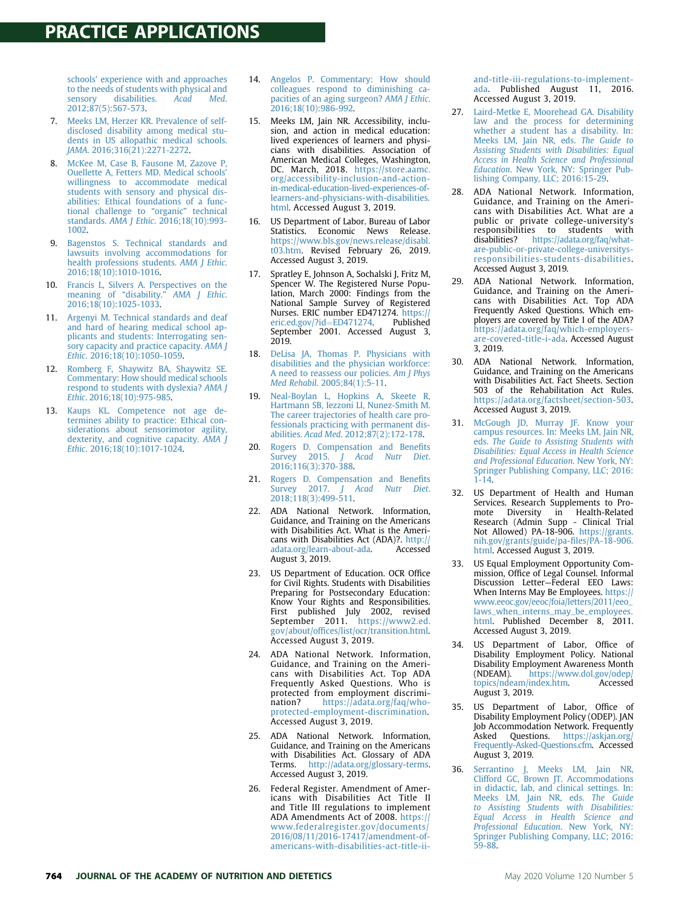schools' experience with and approaches to the needs of students with physical and sensory disabilities. *Acad Med*. 2012;87(5):567-573.

7. Meeks LM, Herzer KR. Prevalence of self-disclosed disability among medical students in US allopathic medical schools. *JAMA*. 2016;316(21):2271-2272.
8. McKee M, Case B, Fausone M, Zazove P, Ouellette A, Fetters MD. Medical schools' willingness to accommodate medical students with sensory and physical disabilities: Ethical foundations of a functional challenge to "organic" technical standards. *AMA J Ethic*. 2016;18(10):993-1002.
9. Bagenstos S. Technical standards and lawsuits involving accommodations for health professions students. *AMA J Ethic*. 2016;18(10):1010-1016.
10. Francis L, Silvers A. Perspectives on the meaning of "disability." *AMA J Ethic*. 2016;18(10):1025-1033.
11. Argenyi M. Technical standards and deaf and hard of hearing medical school applicants and students: Interrogating sensory capacity and practice capacity. *AMA J Ethic*. 2016;18(10):1050-1059.
12. Romberg F, Shaywitz BA, Shaywitz SE. Commentary: How should medical schools respond to students with dyslexia? *AMA J Ethic*. 2016;18(10):975-985.
13. Kaups KL. Competence not age determines ability to practice: Ethical considerations about sensorimotor agility, dexterity, and cognitive capacity. *AMA J Ethic*. 2016;18(10):1017-1024.
14. Angelos P. Commentary: How should colleagues respond to diminishing capacities of an aging surgeon? *AMA J Ethic*. 2016;18(10):986-992.
15. Meeks LM, Jain NR. Accessibility, inclusion, and action in medical education: lived experiences of learners and physicians with disabilities. Association of American Medical Colleges, Washington, DC. March, 2018. https://store.aamc.org/accessibility-inclusion-and-action-in-medical-education-lived-experiences-of-learners-and-physicians-with-disabilities.html. Accessed August 3, 2019.
16. US Department of Labor. Bureau of Labor Statistics. Economic News Release. https://www.bls.gov/news.release/disabl.t03.htm. Revised February 26, 2019. Accessed August 3, 2019.
17. Spratley E, Johnson A, Sochalski J, Fritz M, Spencer W. The Registered Nurse Population, March 2000: Findings from the National Sample Survey of Registered Nurses. ERIC number ED471274. https://eric.ed.gov/?id=ED471274. Published September 2001. Accessed August 3, 2019.
18. DeLisa JA, Thomas P. Physicians with disabilities and the physician workforce: A need to reassess our policies. *Am J Phys Med Rehabil*. 2005;84(1):5-11.
19. Neal-Boylan L, Hopkins A, Skeete R, Hartmann SB, Iezzoni LI, Nunez-Smith M. The career trajectories of health care professionals practicing with permanent disabilities. *Acad Med*. 2012;87(2):172-178.
20. Rogers D. Compensation and Benefits Survey 2015. *J Acad Nutr Diet*. 2016;116(3):370-388.
21. Rogers D. Compensation and Benefits Survey 2017. *J Acad Nutr Diet*. 2018;118(3):499-511.
22. ADA National Network. Information, Guidance, and Training on the Americans with Disabilities Act. What is the Americans with Disabilities Act (ADA)?. http://adata.org/learn-about-ada. Accessed August 3, 2019.
23. US Department of Education. OCR Office for Civil Rights. Students with Disabilities Preparing for Postsecondary Education: Know Your Rights and Responsibilities. First published July 2002, revised September 2011. https://www2.ed.gov/about/offices/list/ocr/transition.html. Accessed August 3, 2019.
24. ADA National Network. Information, Guidance, and Training on the Americans with Disabilities Act. Top ADA Frequently Asked Questions. Who is protected from employment discrimination? https://adata.org/faq/who-protected-employment-discrimination. Accessed August 3, 2019.
25. ADA National Network. Information, Guidance, and Training on the Americans with Disabilities Act. Glossary of ADA Terms. http://adata.org/glossary-terms. Accessed August 3, 2019.
26. Federal Register. Amendment of Americans with Disabilities Act Title II and Title III regulations to implement ADA Amendments Act of 2008. https://www.federalregister.gov/documents/2016/08/11/2016-17417/amendment-of-americans-with-disabilities-act-title-ii-and-title-iii-regulations-to-implement-ada. Published August 11, 2016. Accessed August 3, 2019.
27. Laird-Metke E, Moorehead GA. Disability law and the process for determining whether a student has a disability. In: Meeks LM, Jain NR, eds. *The Guide to Assisting Students with Disabilities: Equal Access in Health Science and Professional Education*. New York, NY: Springer Publishing Company, LLC; 2016:15-29.
28. ADA National Network. Information, Guidance, and Training on the Americans with Disabilities Act. What are a public or private college-university's responsibilities to students with disabilities? https://adata.org/faq/what-are-public-or-private-college-universitys-responsibilities-students-disabilities. Accessed August 3, 2019.
29. ADA National Network. Information, Guidance, and Training on the Americans with Disabilities Act. Top ADA Frequently Asked Questions. Which employers are covered by Title I of the ADA? https://adata.org/faq/which-employers-are-covered-title-i-ada. Accessed August 3, 2019.
30. ADA National Network. Information, Guidance, and Training on the Americans with Disabilities Act. Fact Sheets. Section 503 of the Rehabilitation Act Rules. https://adata.org/factsheet/section-503. Accessed August 3, 2019.
31. McGough JD, Murray JF. Know your campus resources. In: Meeks LM, Jain NR, eds. *The Guide to Assisting Students with Disabilities: Equal Access in Health Science and Professional Education*. New York, NY: Springer Publishing Company, LLC; 2016: 1-14.
32. US Department of Health and Human Services. Research Supplements to Promote Diversity in Health-Related Research (Admin Supp - Clinical Trial Not Allowed) PA-18-906. https://grants.nih.gov/grants/guide/pa-files/PA-18-906.html. Accessed August 3, 2019.
33. US Equal Employment Opportunity Commission, Office of Legal Counsel. Informal Discussion Letter—Federal EEO Laws: When Interns May Be Employees. https://www.eeoc.gov/eeoc/foia/letters/2011/eeo_laws_when_interns_may_be_employees.html. Published December 8, 2011. Accessed August 3, 2019.
34. US Department of Labor, Office of Disability Employment Policy. National Disability Employment Awareness Month (NDEAM). https://www.dol.gov/odep/topics/ndeam/index.htm. Accessed August 3, 2019.
35. US Department of Labor, Office of Disability Employment Policy (ODEP). JAN Job Accommodation Network. Frequently Asked Questions. https://askjan.org/Frequently-Asked-Questions.cfm. Accessed August 3, 2019.
36. Serrantino J, Meeks LM, Jain NR, Clifford GC, Brown JT. Accommodations in didactic, lab, and clinical settings. In: Meeks LM, Jain NR, eds. *The Guide to Assisting Students with Disabilities: Equal Access in Health Science and Professional Education*. New York, NY: Springer Publishing Company, LLC; 2016: 59-88.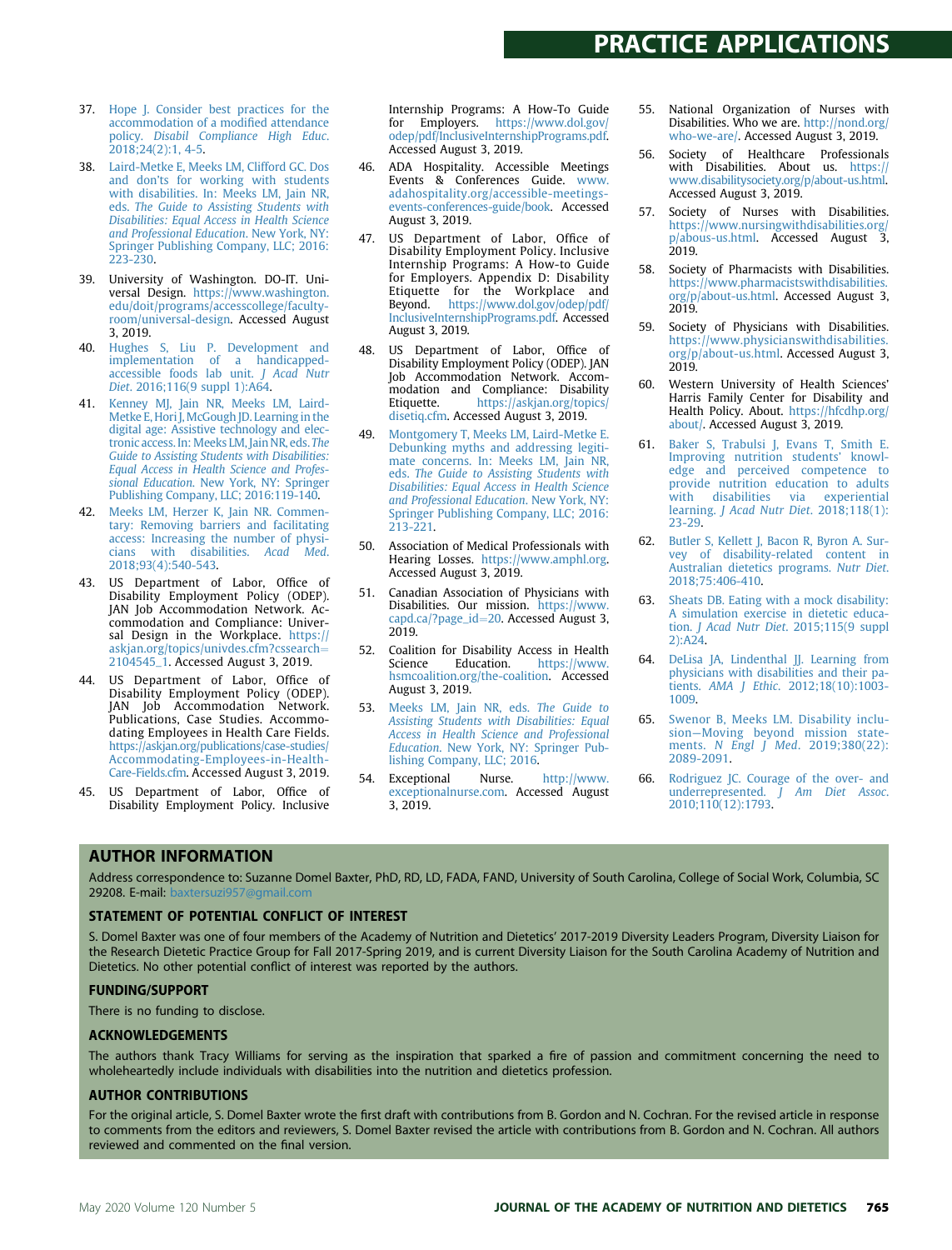37. Hope J. Consider best practices for the accommodation of a modified attendance policy. *Disabil Compliance High Educ*. 2018;24(2):1, 4-5.
38. Laird-Metke E, Meeks LM, Clifford GC. Dos and don'ts for working with students with disabilities. In: Meeks LM, Jain NR, eds. *The Guide to Assisting Students with Disabilities: Equal Access in Health Science and Professional Education*. New York, NY: Springer Publishing Company, LLC; 2016: 223-230.
39. University of Washington. DO-IT. Universal Design. https://www.washington.edu/doit/programs/accesscollege/faculty-room/universal-design. Accessed August 3, 2019.
40. Hughes S, Liu P. Development and implementation of a handicapped-accessible foods lab unit. *J Acad Nutr Diet*. 2016;116(9 suppl 1):A64.
41. Kenney MJ, Jain NR, Meeks LM, Laird-Metke E, Hori J, McGough JD. Learning in the digital age: Assistive technology and electronic access. In: Meeks LM, Jain NR, eds. *The Guide to Assisting Students with Disabilities: Equal Access in Health Science and Professional Education*. New York, NY: Springer Publishing Company, LLC; 2016:119-140.
42. Meeks LM, Herzer K, Jain NR. Commentary: Removing barriers and facilitating access: Increasing the number of physicians with disabilities. *Acad Med*. 2018;93(4):540-543.
43. US Department of Labor, Office of Disability Employment Policy (ODEP). JAN Job Accommodation Network. Accommodation and Compliance: Universal Design in the Workplace. https://askjan.org/topics/univdes.cfm?cssearch=2104545_1. Accessed August 3, 2019.
44. US Department of Labor, Office of Disability Employment Policy (ODEP). JAN Job Accommodation Network. Publications, Case Studies. Accommodating Employees in Health Care Fields. https://askjan.org/publications/case-studies/Accommodating-Employees-in-Health-Care-Fields.cfm. Accessed August 3, 2019.
45. US Department of Labor, Office of Disability Employment Policy. Inclusive Internship Programs: A How-To Guide for Employers. https://www.dol.gov/odep/pdf/InclusiveInternshipPrograms.pdf. Accessed August 3, 2019.
46. ADA Hospitality. Accessible Meetings Events & Conferences Guide. www.adahospitality.org/accessible-meetings-events-conferences-guide/book. Accessed August 3, 2019.
47. US Department of Labor, Office of Disability Employment Policy. Inclusive Internship Programs: A How-to Guide for Employers. Appendix D: Disability Etiquette for the Workplace and Beyond. https://www.dol.gov/odep/pdf/InclusiveInternshipPrograms.pdf. Accessed August 3, 2019.
48. US Department of Labor, Office of Disability Employment Policy (ODEP). JAN Job Accommodation Network. Accommodation and Compliance: Disability Etiquette. https://askjan.org/topics/disetiq.cfm. Accessed August 3, 2019.
49. Montgomery T, Meeks LM, Laird-Metke E. Debunking myths and addressing legitimate concerns. In: Meeks LM, Jain NR, eds. *The Guide to Assisting Students with Disabilities: Equal Access in Health Science and Professional Education*. New York, NY: Springer Publishing Company, LLC; 2016: 213-221.
50. Association of Medical Professionals with Hearing Losses. https://www.amphl.org. Accessed August 3, 2019.
51. Canadian Association of Physicians with Disabilities. Our mission. https://www.capd.ca/?page_id=20. Accessed August 3, 2019.
52. Coalition for Disability Access in Health Science Education. https://www.hsmcoalition.org/the-coalition. Accessed August 3, 2019.
53. Meeks LM, Jain NR, eds. *The Guide to Assisting Students with Disabilities: Equal Access in Health Science and Professional Education*. New York, NY: Springer Publishing Company, LLC; 2016.
54. Exceptional Nurse. http://www.exceptionalnurse.com. Accessed August 3, 2019.
55. National Organization of Nurses with Disabilities. Who we are. http://nond.org/who-we-are/. Accessed August 3, 2019.
56. Society of Healthcare Professionals with Disabilities. About us. https://www.disabilitysociety.org/p/about-us.html. Accessed August 3, 2019.
57. Society of Nurses with Disabilities. https://www.nursingwithdisabilities.org/p/abous-us.html. Accessed August 3, 2019.
58. Society of Pharmacists with Disabilities. https://www.pharmacistswithdisabilities.org/p/about-us.html. Accessed August 3, 2019.
59. Society of Physicians with Disabilities. https://www.physicianswithdisabilities.org/p/about-us.html. Accessed August 3, 2019.
60. Western University of Health Sciences' Harris Family Center for Disability and Health Policy. About. https://hfcdhp.org/about/. Accessed August 3, 2019.
61. Baker S, Trabulsi J, Evans T, Smith E. Improving nutrition students' knowledge and perceived competence to provide nutrition education to adults with disabilities via experiential learning. *J Acad Nutr Diet*. 2018;118(1): 23-29.
62. Butler S, Kellett J, Bacon R, Byron A. Survey of disability-related content in Australian dietetics programs. *Nutr Diet*. 2018;75:406-410.
63. Sheats DB. Eating with a mock disability: A simulation exercise in dietetic education. *J Acad Nutr Diet*. 2015;115(9 suppl 2):A24.
64. DeLisa JA, Lindenthal JJ. Learning from physicians with disabilities and their patients. *AMA J Ethic*. 2012;18(10):1003-1009.
65. Swenor B, Meeks LM. Disability inclusion—Moving beyond mission statements. *N Engl J Med*. 2019;380(22): 2089-2091.
66. Rodriguez JC. Courage of the over- and underrepresented. *J Am Diet Assoc*. 2010;110(12):1793.

## AUTHOR INFORMATION

Address correspondence to: Suzanne Domel Baxter, PhD, RD, LD, FADA, FAND, University of South Carolina, College of Social Work, Columbia, SC 29208. E-mail: baxtersuzi957@gmail.com

### STATEMENT OF POTENTIAL CONFLICT OF INTEREST

S. Domel Baxter was one of four members of the Academy of Nutrition and Dietetics' 2017-2019 Diversity Leaders Program, Diversity Liaison for the Research Dietetic Practice Group for Fall 2017-Spring 2019, and is current Diversity Liaison for the South Carolina Academy of Nutrition and Dietetics. No other potential conflict of interest was reported by the authors.

### FUNDING/SUPPORT

There is no funding to disclose.

### ACKNOWLEDGEMENTS

The authors thank Tracy Williams for serving as the inspiration that sparked a fire of passion and commitment concerning the need to wholeheartedly include individuals with disabilities into the nutrition and dietetics profession.

### AUTHOR CONTRIBUTIONS

For the original article, S. Domel Baxter wrote the first draft with contributions from B. Gordon and N. Cochran. For the revised article in response to comments from the editors and reviewers, S. Domel Baxter revised the article with contributions from B. Gordon and N. Cochran. All authors reviewed and commented on the final version.